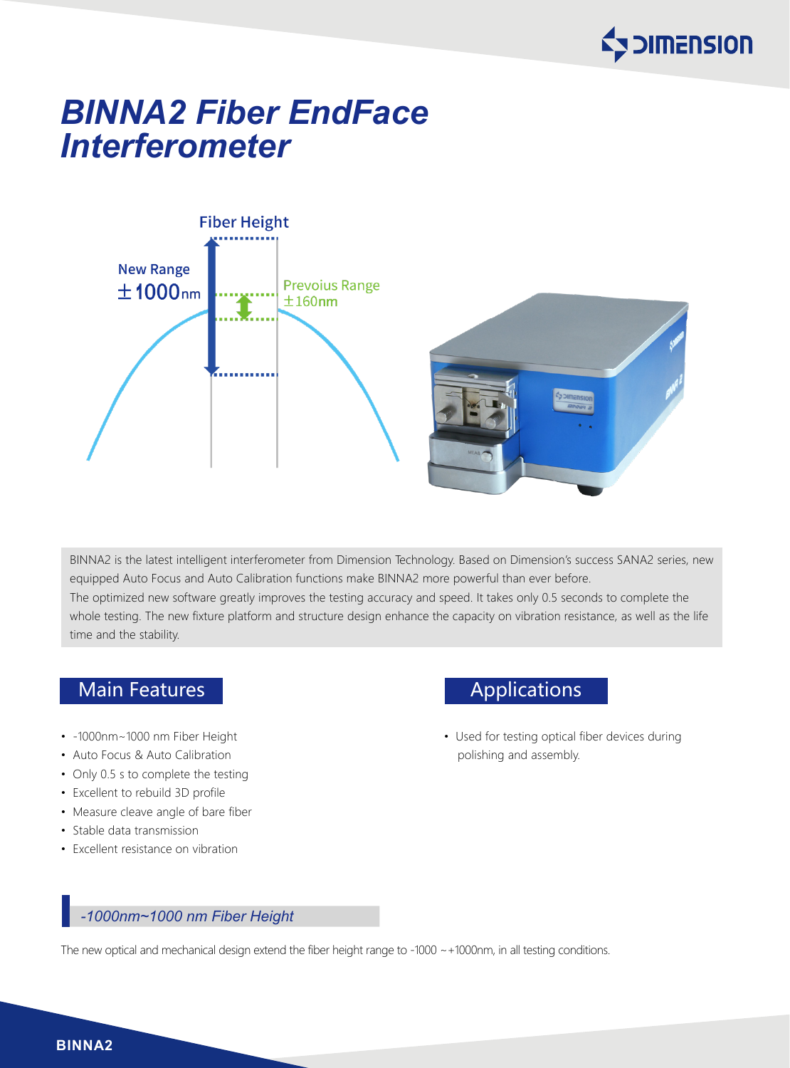# BINNA2 Fiber EndFace Interferometer

Fiber Height

New Range ±1000nm

Prevoius Range ±160nm

BINNA2 is the latest intelligent interferometer from Dimension Technology. Based on Dimension's success SANA2 series, new equipped Auto Focus and Auto Calibration functions make BINNA2 more powerful than ever before.
The optimized new software greatly improves the testing accuracy and speed. It takes only 0.5 seconds to complete the whole testing. The new fixture platform and structure design enhance the capacity on vibration resistance, as well as the life time and the stability.

## Main Features

- -1000nm~1000 nm Fiber Height
- Auto Focus & Auto Calibration
- Only 0.5 s to complete the testing
- Excellent to rebuild 3D profile
- Measure cleave angle of bare fiber
- Stable data transmission
- Excellent resistance on vibration

## Applications

- Used for testing optical fiber devices during polishing and assembly.

### -1000nm~1000 nm Fiber Height

The new optical and mechanical design extend the fiber height range to -1000 ~+1000nm, in all testing conditions.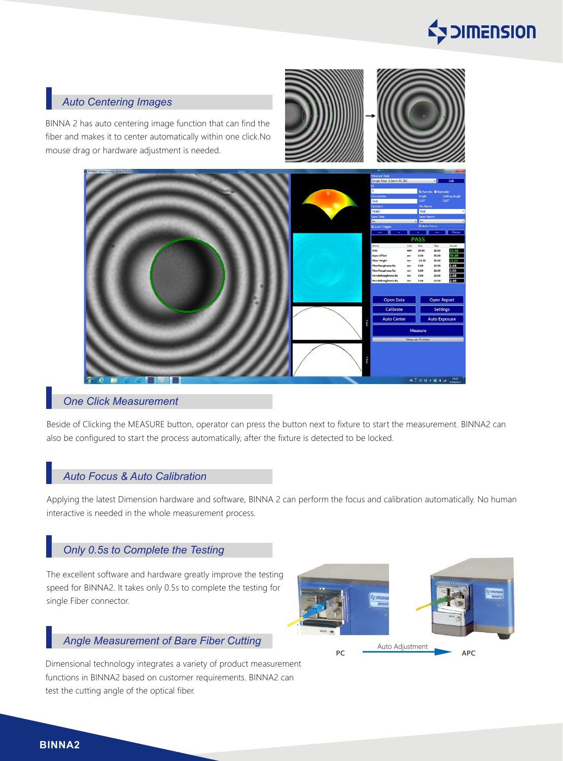## Auto Centering Images

BINNA 2 has auto centering image function that can find the fiber and makes it to center automatically within one click.No mouse drag or hardware adjustment is needed.

## One Click Measurement

Beside of Clicking the MEASURE button, operator can press the button next to fixture to start the measurement. BINNA2 can also be configured to start the process automatically, after the fixture is detected to be locked.

## Auto Focus & Auto Calibration

Applying the latest Dimension hardware and software, BINNA 2 can perform the focus and calibration automatically. No human interactive is needed in the whole measurement process.

## Only 0.5s to Complete the Testing

The excellent software and hardware greatly improve the testing speed for BINNA2. It takes only 0.5s to complete the testing for single Fiber connector.

## Angle Measurement of Bare Fiber Cutting

Dimensional technology integrates a variety of product measurement functions in BINNA2 based on customer requirements. BINNA2 can test the cutting angle of the optical fiber.

PC — Auto Adjustment → APC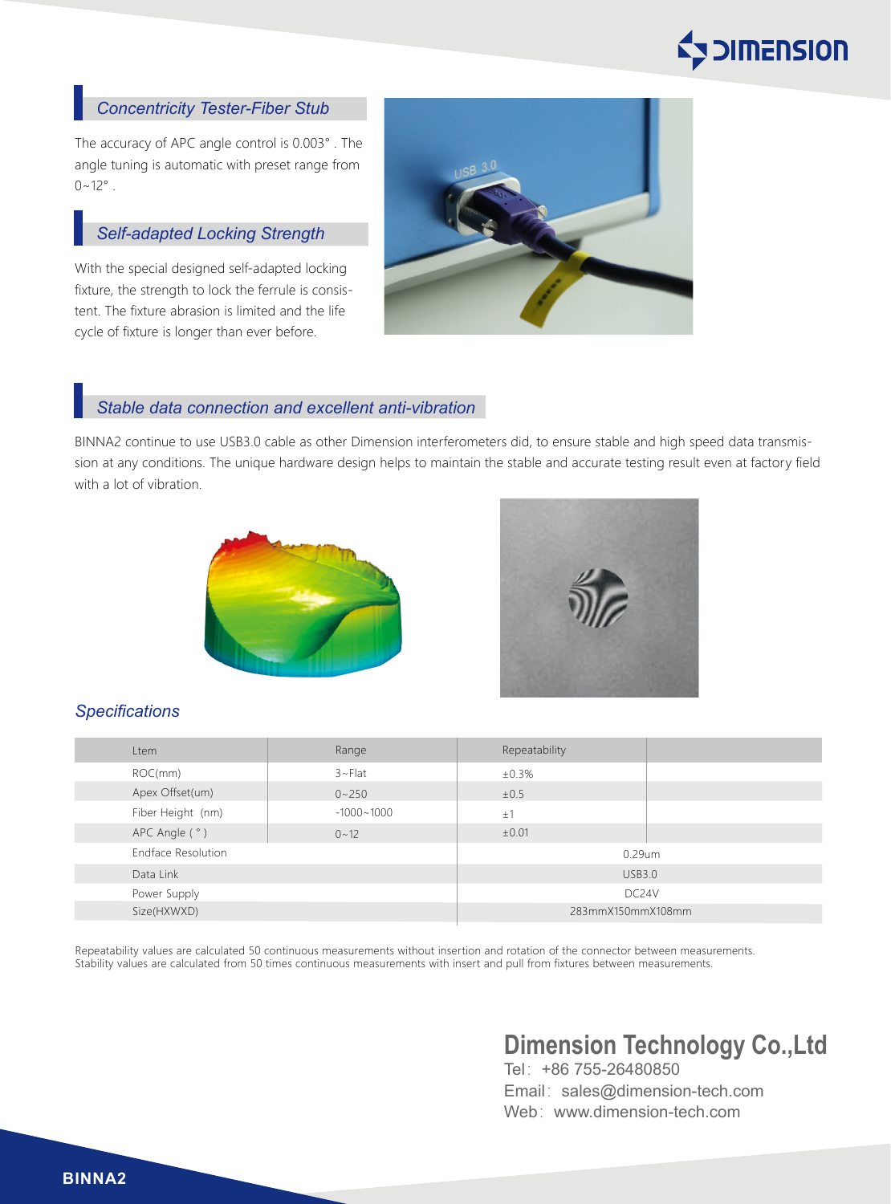## *Concentricity Tester-Fiber Stub*

The accuracy of APC angle control is 0.003° . The angle tuning is automatic with preset range from 0~12° .

## *Self-adapted Locking Strength*

With the special designed self-adapted locking fixture, the strength to lock the ferrule is consistent. The fixture abrasion is limited and the life cycle of fixture is longer than ever before.

## *Stable data connection and excellent anti-vibration*

BINNA2 continue to use USB3.0 cable as other Dimension interferometers did, to ensure stable and high speed data transmission at any conditions. The unique hardware design helps to maintain the stable and accurate testing result even at factory field with a lot of vibration.

## *Specifications*

| Ltem | Range | Repeatability | |
|---|---|---|---|
| ROC(mm) | 3~Flat | ±0.3% | |
| Apex Offset(um) | 0~250 | ±0.5 | |
| Fiber Height (nm) | -1000~1000 | ±1 | |
| APC Angle ( ° ) | 0~12 | ±0.01 | |
| Endface Resolution | | 0.29um | |
| Data Link | | USB3.0 | |
| Power Supply | | DC24V | |
| Size(HXWXD) | | 283mmX150mmX108mm | |

Repeatability values are calculated 50 continuous measurements without insertion and rotation of the connector between measurements.
Stability values are calculated from 50 times continuous measurements with insert and pull from fixtures between measurements.

**Dimension Technology Co.,Ltd**

Tel: +86 755-26480850
Email: sales@dimension-tech.com
Web: www.dimension-tech.com

**BINNA2**